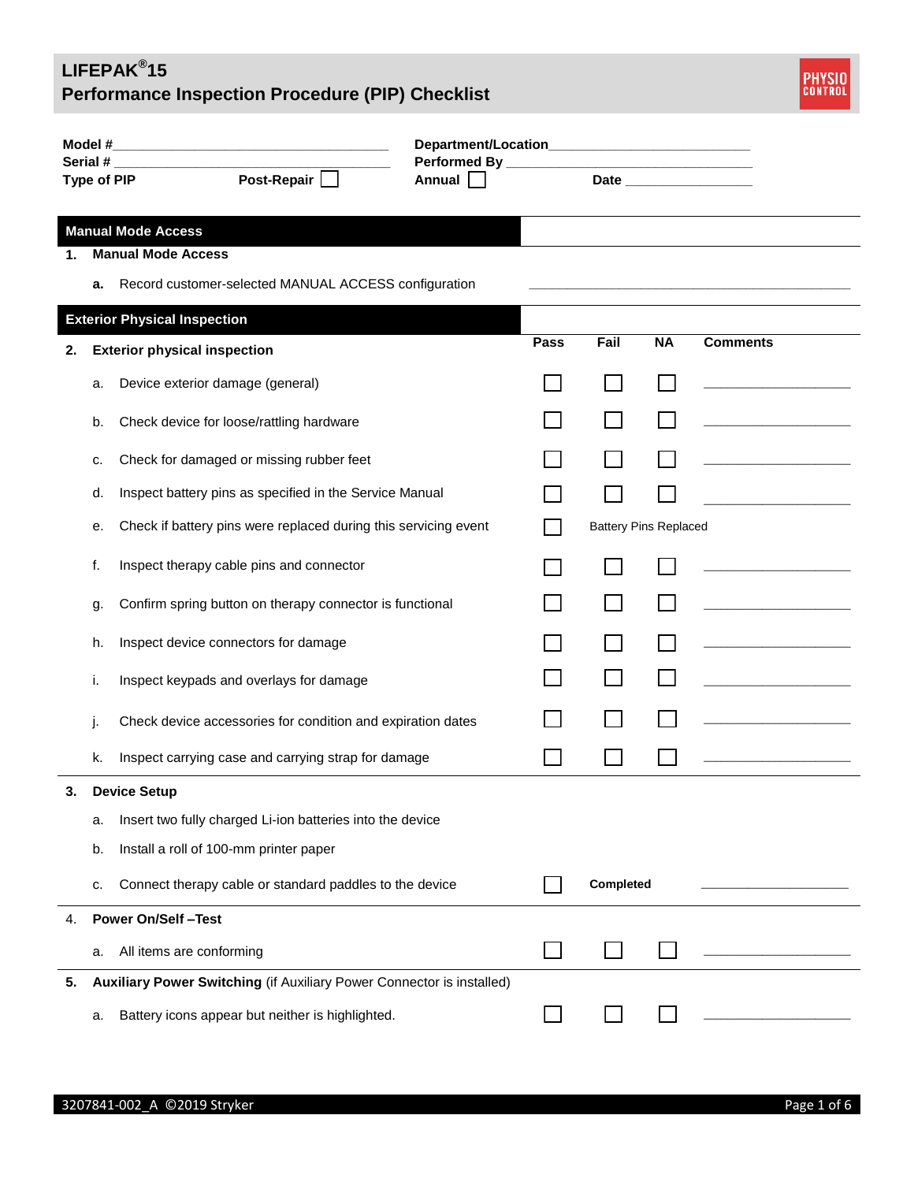# LIFEPAK®15 Performance Inspection Procedure (PIP) Checklist

PHYSIO CONTROL

**Model #**\_\_\_\_\_\_\_\_\_\_\_\_\_\_\_\_\_\_\_\_\_\_\_\_\_\_\_\_\_\_\_\_\_\_\_\_\_\_\_\_ **Department/Location**\_\_\_\_\_\_\_\_\_\_\_\_\_\_\_\_\_\_\_\_\_\_\_\_\_\_\_\_

**Serial #** \_\_\_\_\_\_\_\_\_\_\_\_\_\_\_\_\_\_\_\_\_\_\_\_\_\_\_\_\_\_\_\_\_\_\_\_\_\_\_\_ **Performed By** \_\_\_\_\_\_\_\_\_\_\_\_\_\_\_\_\_\_\_\_\_\_\_\_\_\_\_\_\_\_\_\_\_\_

**Type of PIP** **Post-Repair** ☐ **Annual** ☐ **Date** \_\_\_\_\_\_\_\_\_\_\_\_\_\_\_\_\_\_

## Manual Mode Access

**1. Manual Mode Access**

**a.** Record customer-selected MANUAL ACCESS configuration \_\_\_\_\_\_\_\_\_\_\_\_\_\_\_\_\_\_\_\_\_\_\_\_\_\_\_\_\_\_\_\_\_\_\_\_\_\_\_\_

## Exterior Physical Inspection

| | | Pass | Fail | NA | Comments |
|---|---|---|---|---|---|
| **2.** | **Exterior physical inspection** | | | | |
| a. | Device exterior damage (general) | ☐ | ☐ | ☐ | \_\_\_\_\_\_\_\_\_\_\_\_\_\_\_\_ |
| b. | Check device for loose/rattling hardware | ☐ | ☐ | ☐ | \_\_\_\_\_\_\_\_\_\_\_\_\_\_\_\_ |
| c. | Check for damaged or missing rubber feet | ☐ | ☐ | ☐ | \_\_\_\_\_\_\_\_\_\_\_\_\_\_\_\_ |
| d. | Inspect battery pins as specified in the Service Manual | ☐ | ☐ | ☐ | \_\_\_\_\_\_\_\_\_\_\_\_\_\_\_\_ |
| e. | Check if battery pins were replaced during this servicing event | ☐ | Battery Pins Replaced | | |
| f. | Inspect therapy cable pins and connector | ☐ | ☐ | ☐ | \_\_\_\_\_\_\_\_\_\_\_\_\_\_\_\_ |
| g. | Confirm spring button on therapy connector is functional | ☐ | ☐ | ☐ | \_\_\_\_\_\_\_\_\_\_\_\_\_\_\_\_ |
| h. | Inspect device connectors for damage | ☐ | ☐ | ☐ | \_\_\_\_\_\_\_\_\_\_\_\_\_\_\_\_ |
| i. | Inspect keypads and overlays for damage | ☐ | ☐ | ☐ | \_\_\_\_\_\_\_\_\_\_\_\_\_\_\_\_ |
| j. | Check device accessories for condition and expiration dates | ☐ | ☐ | ☐ | \_\_\_\_\_\_\_\_\_\_\_\_\_\_\_\_ |
| k. | Inspect carrying case and carrying strap for damage | ☐ | ☐ | ☐ | \_\_\_\_\_\_\_\_\_\_\_\_\_\_\_\_ |
| **3.** | **Device Setup** | | | | |
| a. | Insert two fully charged Li-ion batteries into the device | | | | |
| b. | Install a roll of 100-mm printer paper | | | | |
| c. | Connect therapy cable or standard paddles to the device | ☐ | **Completed** | | \_\_\_\_\_\_\_\_\_\_\_\_\_\_\_\_ |
| 4. | **Power On/Self –Test** | | | | |
| a. | All items are conforming | ☐ | ☐ | ☐ | \_\_\_\_\_\_\_\_\_\_\_\_\_\_\_\_ |
| **5.** | **Auxiliary Power Switching** (if Auxiliary Power Connector is installed) | | | | |
| a. | Battery icons appear but neither is highlighted. | ☐ | ☐ | ☐ | \_\_\_\_\_\_\_\_\_\_\_\_\_\_\_\_ |

3207841-002_A ©2019 Stryker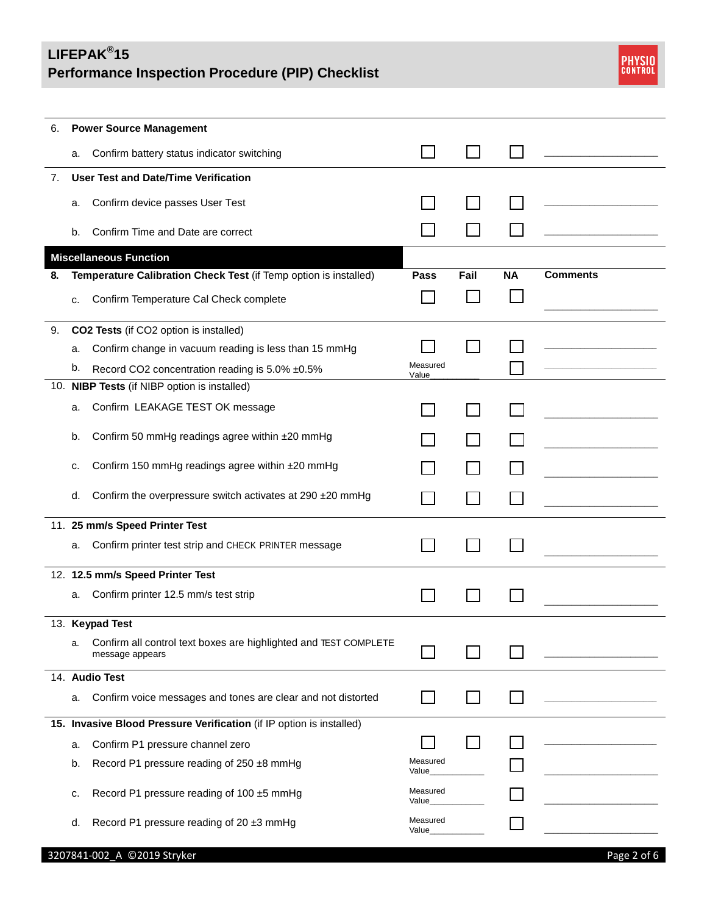| | | Pass | Fail | NA | Comments |
|---|---|---|---|---|---|
| 6. | **Power Source Management** | | | | |
| | a. Confirm battery status indicator switching | ☐ | ☐ | ☐ | ____________ |
| 7. | **User Test and Date/Time Verification** | | | | |
| | a. Confirm device passes User Test | ☐ | ☐ | ☐ | ____________ |
| | b. Confirm Time and Date are correct | ☐ | ☐ | ☐ | ____________ |

**Miscellaneous Function**

| | | Pass | Fail | NA | Comments |
|---|---|---|---|---|---|
| **8.** | **Temperature Calibration Check Test** (if Temp option is installed) | | | | |
| | c. Confirm Temperature Cal Check complete | ☐ | ☐ | ☐ | ____________ |
| 9. | **CO2 Tests** (if CO2 option is installed) | | | | |
| | a. Confirm change in vacuum reading is less than 15 mmHg | ☐ | ☐ | ☐ | ____________ |
| | b. Record CO2 concentration reading is 5.0% ±0.5% | Measured Value________ | | ☐ | ____________ |
| 10. | **NIBP Tests** (if NIBP option is installed) | | | | |
| | a. Confirm LEAKAGE TEST OK message | ☐ | ☐ | ☐ | ____________ |
| | b. Confirm 50 mmHg readings agree within ±20 mmHg | ☐ | ☐ | ☐ | ____________ |
| | c. Confirm 150 mmHg readings agree within ±20 mmHg | ☐ | ☐ | ☐ | ____________ |
| | d. Confirm the overpressure switch activates at 290 ±20 mmHg | ☐ | ☐ | ☐ | ____________ |
| 11. | **25 mm/s Speed Printer Test** | | | | |
| | a. Confirm printer test strip and CHECK PRINTER message | ☐ | ☐ | ☐ | ____________ |
| 12. | **12.5 mm/s Speed Printer Test** | | | | |
| | a. Confirm printer 12.5 mm/s test strip | ☐ | ☐ | ☐ | ____________ |
| 13. | **Keypad Test** | | | | |
| | a. Confirm all control text boxes are highlighted and TEST COMPLETE message appears | ☐ | ☐ | ☐ | ____________ |
| 14. | **Audio Test** | | | | |
| | a. Confirm voice messages and tones are clear and not distorted | ☐ | ☐ | ☐ | ____________ |
| **15.** | **Invasive Blood Pressure Verification** (if IP option is installed) | | | | |
| | a. Confirm P1 pressure channel zero | ☐ | ☐ | ☐ | ____________ |
| | b. Record P1 pressure reading of 250 ±8 mmHg | Measured Value__________ | | ☐ | ____________ |
| | c. Record P1 pressure reading of 100 ±5 mmHg | Measured Value__________ | | ☐ | ____________ |
| | d. Record P1 pressure reading of 20 ±3 mmHg | Measured Value__________ | | ☐ | ____________ |

3207841-002_A ©2019 Stryker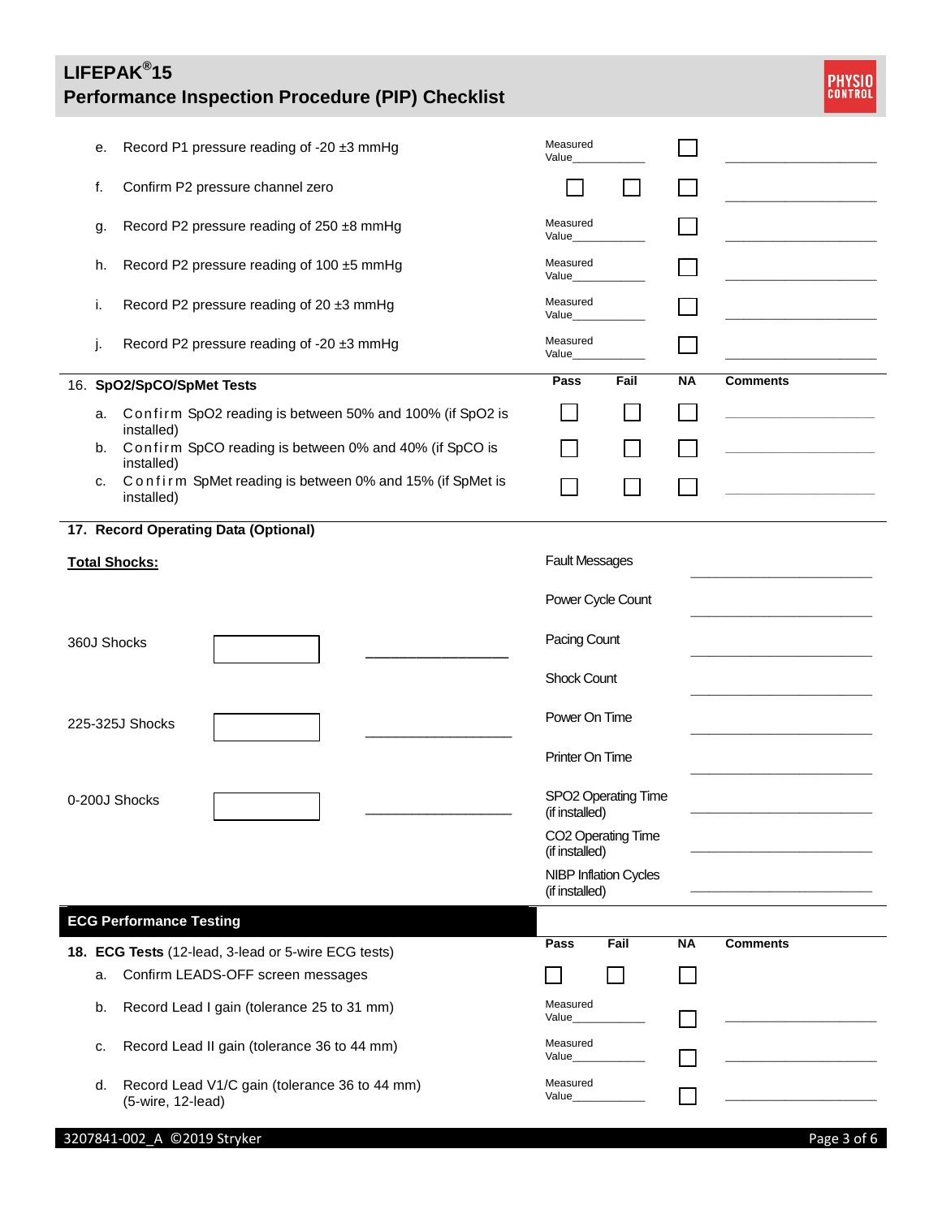| | | | | | |
|---|---|---|---|---|---|
| e. | Record P1 pressure reading of -20 ±3 mmHg | Measured Value__________ | | ☐ | __________ |
| f. | Confirm P2 pressure channel zero | ☐ | ☐ | ☐ | __________ |
| g. | Record P2 pressure reading of 250 ±8 mmHg | Measured Value__________ | | ☐ | __________ |
| h. | Record P2 pressure reading of 100 ±5 mmHg | Measured Value__________ | | ☐ | __________ |
| i. | Record P2 pressure reading of 20 ±3 mmHg | Measured Value__________ | | ☐ | __________ |
| j. | Record P2 pressure reading of -20 ±3 mmHg | Measured Value__________ | | ☐ | __________ |

| 16. SpO2/SpCO/SpMet Tests | | Pass | Fail | NA | Comments |
|---|---|---|---|---|---|
| a. | Confirm SpO2 reading is between 50% and 100% (if SpO2 is installed) | ☐ | ☐ | ☐ | __________ |
| b. | Confirm SpCO reading is between 0% and 40% (if SpCO is installed) | ☐ | ☐ | ☐ | __________ |
| c. | Confirm SpMet reading is between 0% and 15% (if SpMet is installed) | ☐ | ☐ | ☐ | __________ |

**17. Record Operating Data (Optional)**

**Total Shocks:**

| | | |
|---|---|---|
| 360J Shocks | ☐ | __________ |
| 225-325J Shocks | ☐ | __________ |
| 0-200J Shocks | ☐ | __________ |

| | |
|---|---|
| Fault Messages | __________ |
| Power Cycle Count | __________ |
| Pacing Count | __________ |
| Shock Count | __________ |
| Power On Time | __________ |
| Printer On Time | __________ |
| SPO2 Operating Time (if installed) | __________ |
| CO2 Operating Time (if installed) | __________ |
| NIBP Inflation Cycles (if installed) | __________ |

## ECG Performance Testing

| **18. ECG Tests** (12-lead, 3-lead or 5-wire ECG tests) | | Pass | Fail | NA | Comments |
|---|---|---|---|---|---|
| a. | Confirm LEADS-OFF screen messages | ☐ | ☐ | ☐ | |
| b. | Record Lead I gain (tolerance 25 to 31 mm) | Measured Value__________ | | ☐ | __________ |
| c. | Record Lead II gain (tolerance 36 to 44 mm) | Measured Value__________ | | ☐ | __________ |
| d. | Record Lead V1/C gain (tolerance 36 to 44 mm) (5-wire, 12-lead) | Measured Value__________ | | ☐ | __________ |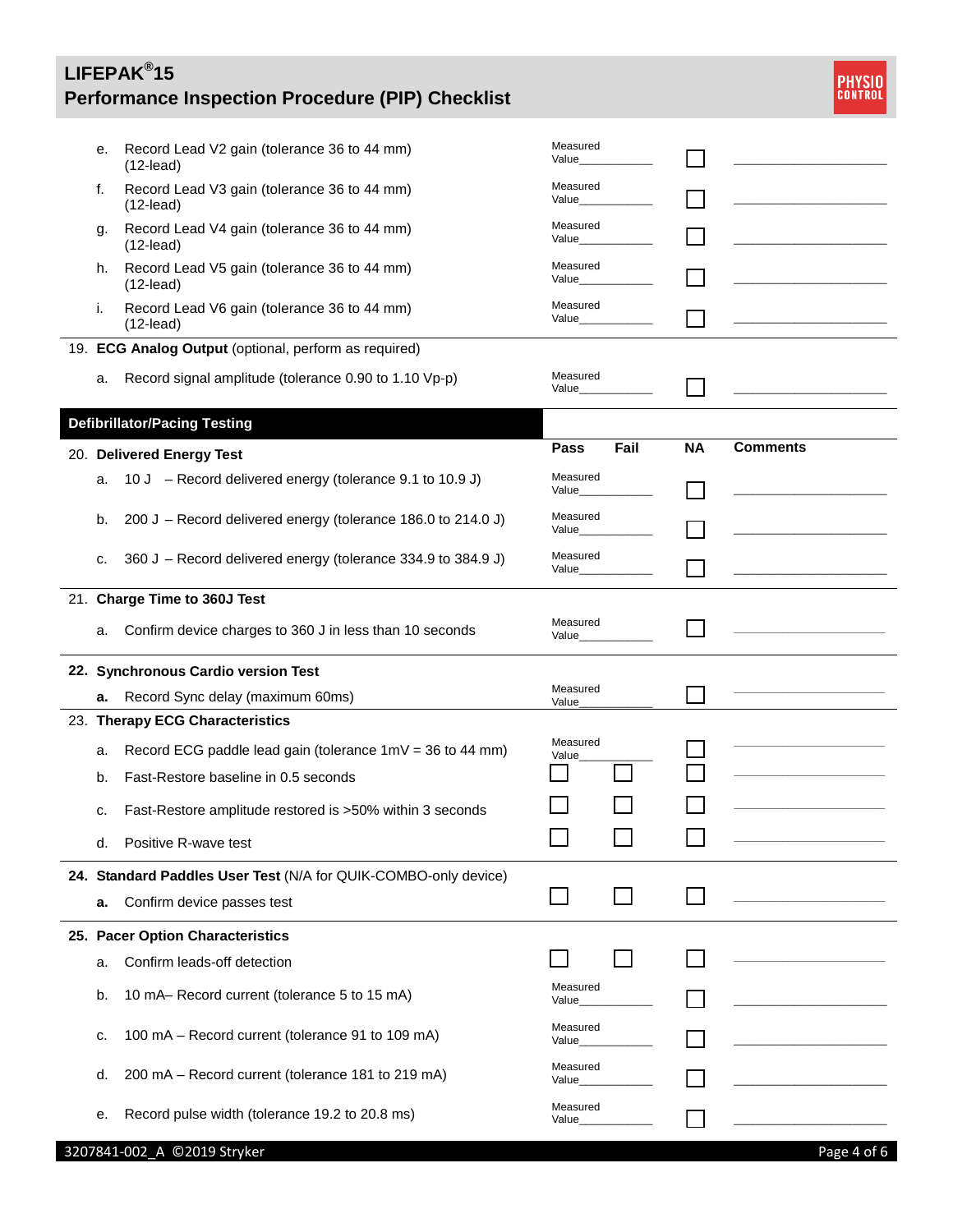| Item | Pass | Fail | NA | Comments |
|---|---|---|---|---|
| e. Record Lead V2 gain (tolerance 36 to 44 mm) (12-lead) | Measured Value___________ | | ☐ | ____________________ |
| f. Record Lead V3 gain (tolerance 36 to 44 mm) (12-lead) | Measured Value___________ | | ☐ | ____________________ |
| g. Record Lead V4 gain (tolerance 36 to 44 mm) (12-lead) | Measured Value___________ | | ☐ | ____________________ |
| h. Record Lead V5 gain (tolerance 36 to 44 mm) (12-lead) | Measured Value___________ | | ☐ | ____________________ |
| i. Record Lead V6 gain (tolerance 36 to 44 mm) (12-lead) | Measured Value___________ | | ☐ | ____________________ |
| 19. **ECG Analog Output** (optional, perform as required) | | | | |
| a. Record signal amplitude (tolerance 0.90 to 1.10 Vp-p) | Measured Value___________ | | ☐ | ____________________ |

| **Defibrillator/Pacing Testing** | **Pass** | **Fail** | **NA** | **Comments** |
|---|---|---|---|---|
| 20. **Delivered Energy Test** | | | | |
| a. 10 J – Record delivered energy (tolerance 9.1 to 10.9 J) | Measured Value___________ | | ☐ | ____________________ |
| b. 200 J – Record delivered energy (tolerance 186.0 to 214.0 J) | Measured Value___________ | | ☐ | ____________________ |
| c. 360 J – Record delivered energy (tolerance 334.9 to 384.9 J) | Measured Value___________ | | ☐ | ____________________ |
| 21. **Charge Time to 360J Test** | | | | |
| a. Confirm device charges to 360 J in less than 10 seconds | Measured Value___________ | | ☐ | ____________________ |
| **22. Synchronous Cardio version Test** | | | | |
| **a.** Record Sync delay (maximum 60ms) | Measured Value___________ | | ☐ | ____________________ |
| 23. **Therapy ECG Characteristics** | | | | |
| a. Record ECG paddle lead gain (tolerance 1mV = 36 to 44 mm) | Measured Value___________ | | ☐ | ____________________ |
| b. Fast-Restore baseline in 0.5 seconds | ☐ | ☐ | ☐ | ____________________ |
| c. Fast-Restore amplitude restored is >50% within 3 seconds | ☐ | ☐ | ☐ | ____________________ |
| d. Positive R-wave test | ☐ | ☐ | ☐ | ____________________ |
| **24. Standard Paddles User Test** (N/A for QUIK-COMBO-only device) | | | | |
| **a.** Confirm device passes test | ☐ | ☐ | ☐ | ____________________ |
| **25. Pacer Option Characteristics** | | | | |
| a. Confirm leads-off detection | ☐ | ☐ | ☐ | ____________________ |
| b. 10 mA– Record current (tolerance 5 to 15 mA) | Measured Value___________ | | ☐ | ____________________ |
| c. 100 mA – Record current (tolerance 91 to 109 mA) | Measured Value___________ | | ☐ | ____________________ |
| d. 200 mA – Record current (tolerance 181 to 219 mA) | Measured Value___________ | | ☐ | ____________________ |
| e. Record pulse width (tolerance 19.2 to 20.8 ms) | Measured Value___________ | | ☐ | ____________________ |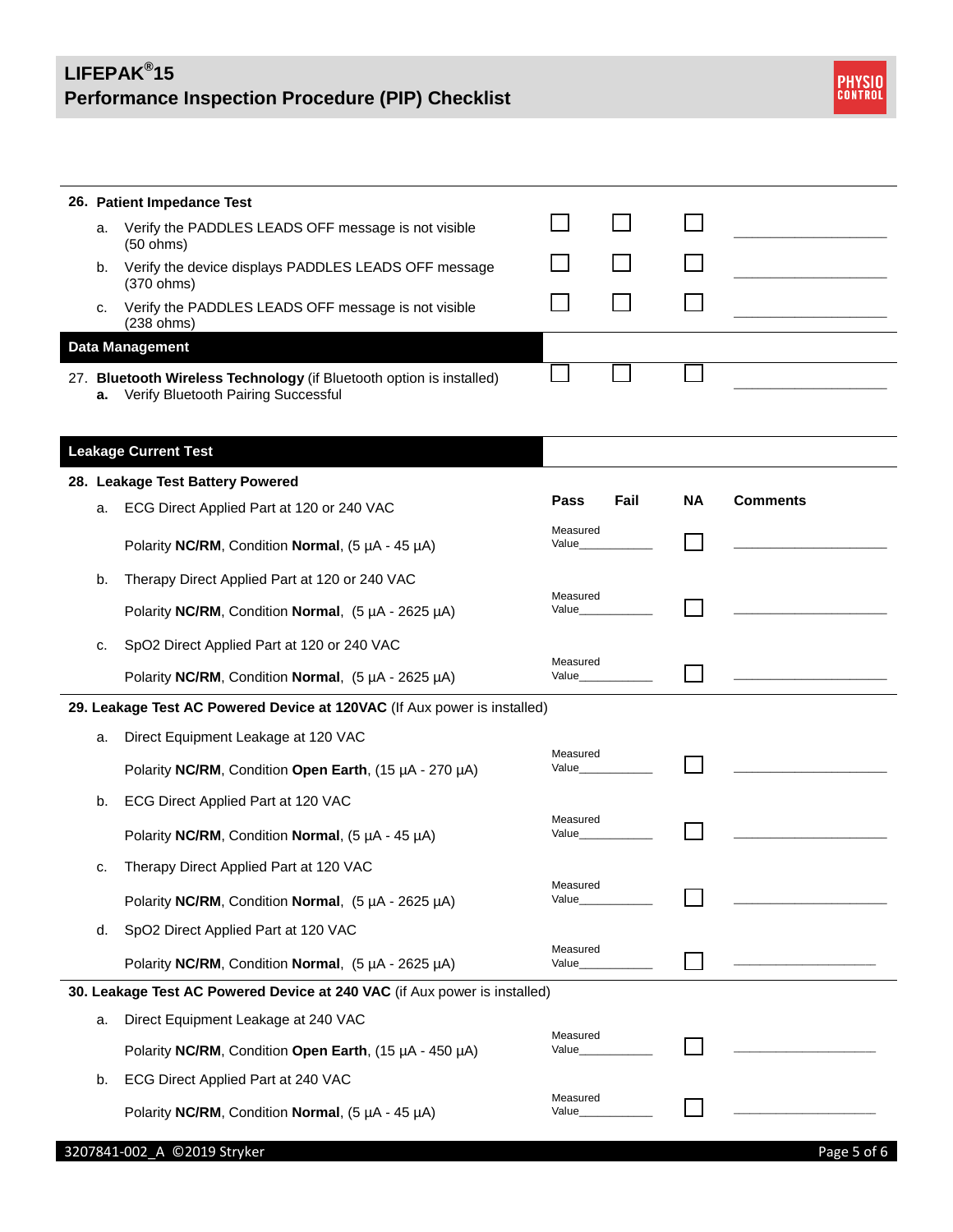| Test | Pass | Fail | NA | Comments |
|---|---|---|---|---|
| **26. Patient Impedance Test** | | | | |
| a. Verify the PADDLES LEADS OFF message is not visible (50 ohms) | ☐ | ☐ | ☐ | ____________ |
| b. Verify the device displays PADDLES LEADS OFF message (370 ohms) | ☐ | ☐ | ☐ | ____________ |
| c. Verify the PADDLES LEADS OFF message is not visible (238 ohms) | ☐ | ☐ | ☐ | ____________ |
| **Data Management** | | | | |
| 27. **Bluetooth Wireless Technology** (if Bluetooth option is installed)<br>**a.** Verify Bluetooth Pairing Successful | ☐ | ☐ | ☐ | ____________ |

| **Leakage Current Test** | Pass | Fail | NA | Comments |
|---|---|---|---|---|
| **28. Leakage Test Battery Powered** | | | | |
| a. ECG Direct Applied Part at 120 or 240 VAC<br>Polarity **NC/RM**, Condition **Normal**, (5 µA - 45 µA) | Measured Value________ | | ☐ | ____________ |
| b. Therapy Direct Applied Part at 120 or 240 VAC<br>Polarity **NC/RM**, Condition **Normal**, (5 µA - 2625 µA) | Measured Value________ | | ☐ | ____________ |
| c. SpO2 Direct Applied Part at 120 or 240 VAC<br>Polarity **NC/RM**, Condition **Normal**, (5 µA - 2625 µA) | Measured Value________ | | ☐ | ____________ |
| **29. Leakage Test AC Powered Device at 120VAC** (If Aux power is installed) | | | | |
| a. Direct Equipment Leakage at 120 VAC<br>Polarity **NC/RM**, Condition **Open Earth**, (15 µA - 270 µA) | Measured Value________ | | ☐ | ____________ |
| b. ECG Direct Applied Part at 120 VAC<br>Polarity **NC/RM**, Condition **Normal**, (5 µA - 45 µA) | Measured Value________ | | ☐ | ____________ |
| c. Therapy Direct Applied Part at 120 VAC<br>Polarity **NC/RM**, Condition **Normal**, (5 µA - 2625 µA) | Measured Value________ | | ☐ | ____________ |
| d. SpO2 Direct Applied Part at 120 VAC<br>Polarity **NC/RM**, Condition **Normal**, (5 µA - 2625 µA) | Measured Value________ | | ☐ | ____________ |
| **30. Leakage Test AC Powered Device at 240 VAC** (if Aux power is installed) | | | | |
| a. Direct Equipment Leakage at 240 VAC<br>Polarity **NC/RM**, Condition **Open Earth**, (15 µA - 450 µA) | Measured Value________ | | ☐ | ____________ |
| b. ECG Direct Applied Part at 240 VAC<br>Polarity **NC/RM**, Condition **Normal**, (5 µA - 45 µA) | Measured Value________ | | ☐ | ____________ |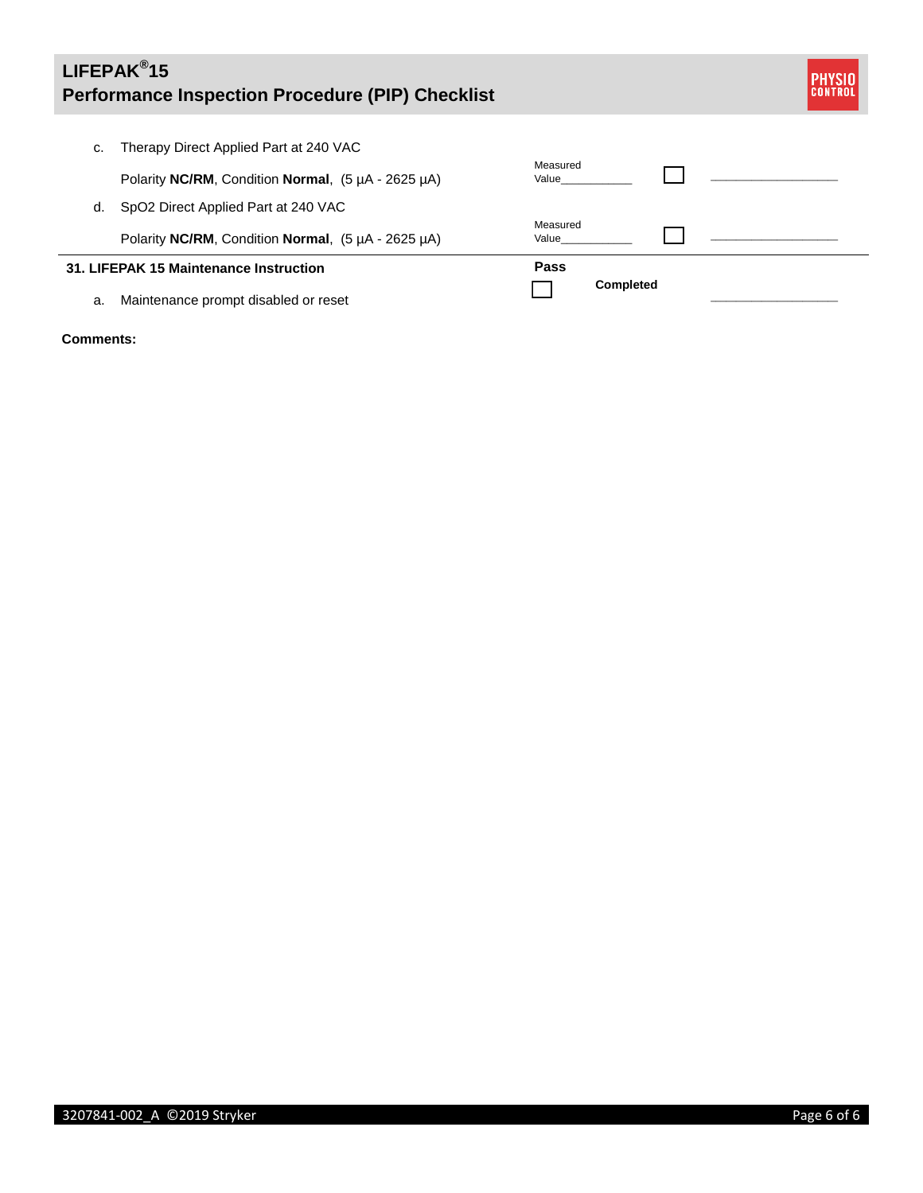c. Therapy Direct Applied Part at 240 VAC

Polarity **NC/RM**, Condition **Normal**, (5 µA - 2625 µA) — Measured Value\_\_\_\_\_\_\_\_\_\_\_ ☐ \_\_\_\_\_\_\_\_\_\_\_\_\_\_\_\_\_\_

d. SpO2 Direct Applied Part at 240 VAC

Polarity **NC/RM**, Condition **Normal**, (5 µA - 2625 µA) — Measured Value\_\_\_\_\_\_\_\_\_\_\_ ☐ \_\_\_\_\_\_\_\_\_\_\_\_\_\_\_\_\_\_

| **31. LIFEPAK 15 Maintenance Instruction** | **Pass** | | |
|---|---|---|---|
| a. Maintenance prompt disabled or reset | ☐ | **Completed** | \_\_\_\_\_\_\_\_\_\_\_\_\_\_\_\_\_\_ |

**Comments:**